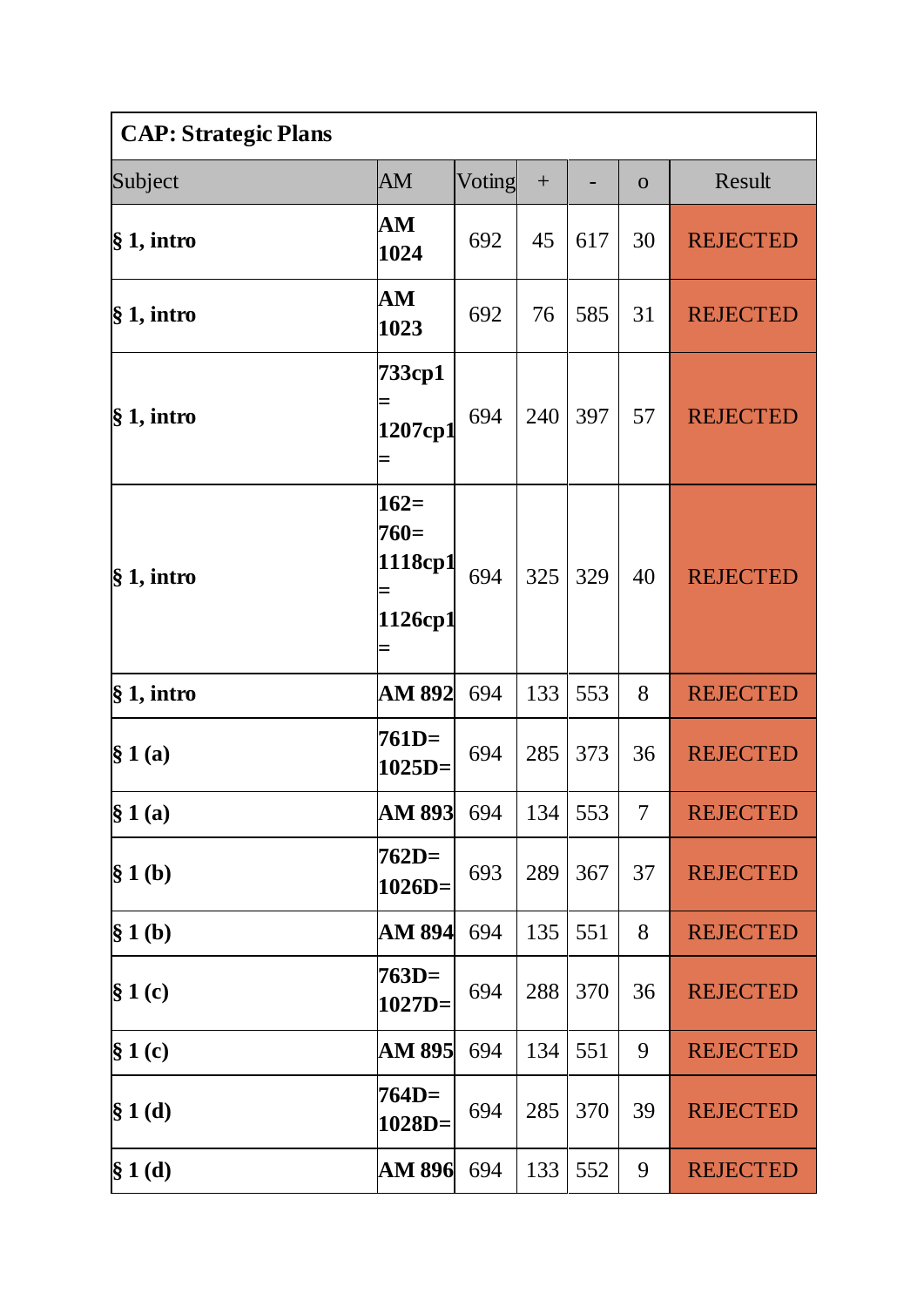| CAP: Strategic Plans | | | | | | |
|---|---|---|---|---|---|---|
| Subject | AM | Voting | + | - | o | Result |
| **§ 1, intro** | **AM 1024** | 692 | 45 | 617 | 30 | REJECTED |
| **§ 1, intro** | **AM 1023** | 692 | 76 | 585 | 31 | REJECTED |
| **§ 1, intro** | **733cp1 = 1207cp1 =** | 694 | 240 | 397 | 57 | REJECTED |
| **§ 1, intro** | **162= 760= 1118cp1 = 1126cp1 =** | 694 | 325 | 329 | 40 | REJECTED |
| **§ 1, intro** | **AM 892** | 694 | 133 | 553 | 8 | REJECTED |
| **§ 1 (a)** | **761D= 1025D=** | 694 | 285 | 373 | 36 | REJECTED |
| **§ 1 (a)** | **AM 893** | 694 | 134 | 553 | 7 | REJECTED |
| **§ 1 (b)** | **762D= 1026D=** | 693 | 289 | 367 | 37 | REJECTED |
| **§ 1 (b)** | **AM 894** | 694 | 135 | 551 | 8 | REJECTED |
| **§ 1 (c)** | **763D= 1027D=** | 694 | 288 | 370 | 36 | REJECTED |
| **§ 1 (c)** | **AM 895** | 694 | 134 | 551 | 9 | REJECTED |
| **§ 1 (d)** | **764D= 1028D=** | 694 | 285 | 370 | 39 | REJECTED |
| **§ 1 (d)** | **AM 896** | 694 | 133 | 552 | 9 | REJECTED |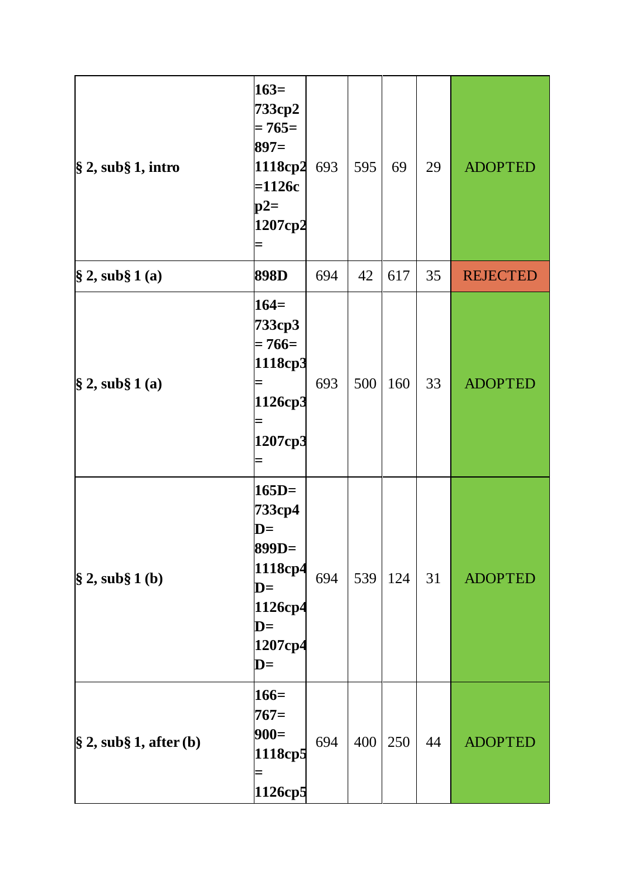| | | | | | | |
|---|---|---|---|---|---|---|
| **§ 2, sub§ 1, intro** | **163= 733cp2 = 765= 897= 1118cp2 =1126cp2= 1207cp2 =** | 693 | 595 | 69 | 29 | ADOPTED |
| **§ 2, sub§ 1 (a)** | **898D** | 694 | 42 | 617 | 35 | REJECTED |
| **§ 2, sub§ 1 (a)** | **164= 733cp3 = 766= 1118cp3 = 1126cp3 = 1207cp3 =** | 693 | 500 | 160 | 33 | ADOPTED |
| **§ 2, sub§ 1 (b)** | **165D= 733cp4 D= 899D= 1118cp4 D= 1126cp4 D= 1207cp4 D=** | 694 | 539 | 124 | 31 | ADOPTED |
| **§ 2, sub§ 1, after (b)** | **166= 767= 900= 1118cp5 = 1126cp5** | 694 | 400 | 250 | 44 | ADOPTED |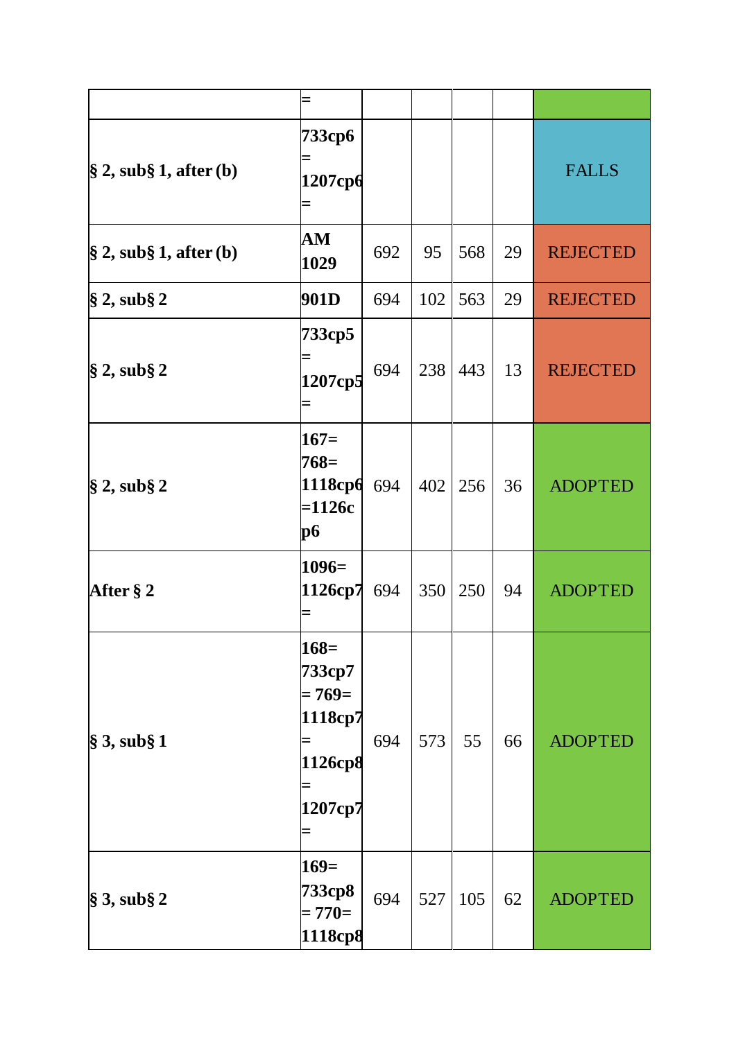| | | | | | | |
|---|---|---|---|---|---|---|
| | **=** | | | | | |
| **§ 2, sub§ 1, after (b)** | **733cp6 = 1207cp6 =** | | | | | FALLS |
| **§ 2, sub§ 1, after (b)** | **AM 1029** | 692 | 95 | 568 | 29 | REJECTED |
| **§ 2, sub§ 2** | **901D** | 694 | 102 | 563 | 29 | REJECTED |
| **§ 2, sub§ 2** | **733cp5 = 1207cp5 =** | 694 | 238 | 443 | 13 | REJECTED |
| **§ 2, sub§ 2** | **167= 768= 1118cp6 =1126cp6** | 694 | 402 | 256 | 36 | ADOPTED |
| **After § 2** | **1096= 1126cp7 =** | 694 | 350 | 250 | 94 | ADOPTED |
| **§ 3, sub§ 1** | **168= 733cp7 = 769= 1118cp7 = 1126cp8 = 1207cp7 =** | 694 | 573 | 55 | 66 | ADOPTED |
| **§ 3, sub§ 2** | **169= 733cp8 = 770= 1118cp8** | 694 | 527 | 105 | 62 | ADOPTED |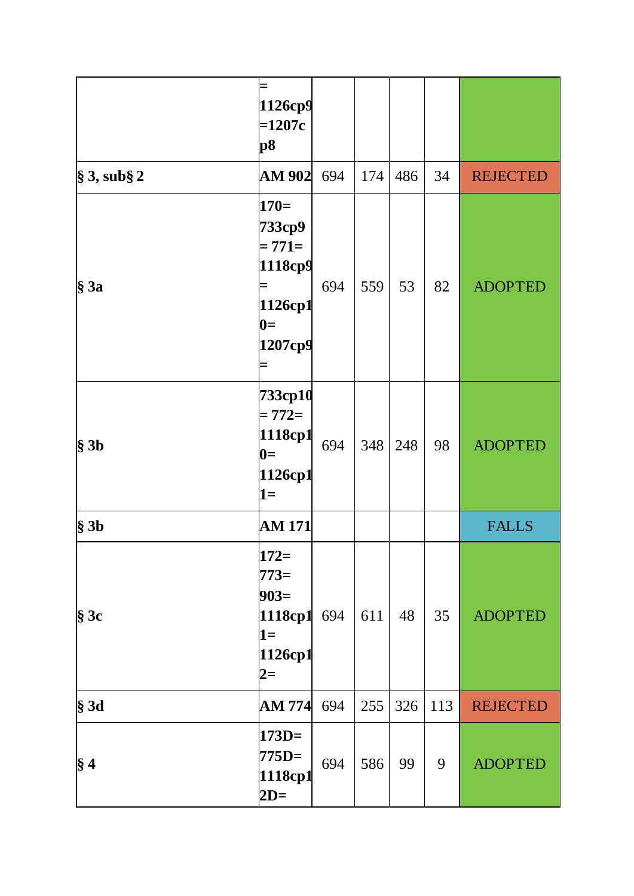|  | = 1126cp9 =1207cp8 |  |  |  |  |  |
|---|---|---|---|---|---|---|
| **§ 3, sub§ 2** | **AM 902** | 694 | 174 | 486 | 34 | REJECTED |
| **§ 3a** | **170= 733cp9 = 771= 1118cp9 = 1126cp10= 1207cp9 =** | 694 | 559 | 53 | 82 | ADOPTED |
| **§ 3b** | **733cp10 = 772= 1118cp10= 1126cp11=** | 694 | 348 | 248 | 98 | ADOPTED |
| **§ 3b** | **AM 171** |  |  |  |  | FALLS |
| **§ 3c** | **172= 773= 903= 1118cp11= 1126cp12=** | 694 | 611 | 48 | 35 | ADOPTED |
| **§ 3d** | **AM 774** | 694 | 255 | 326 | 113 | REJECTED |
| **§ 4** | **173D= 775D= 1118cp12D=** | 694 | 586 | 99 | 9 | ADOPTED |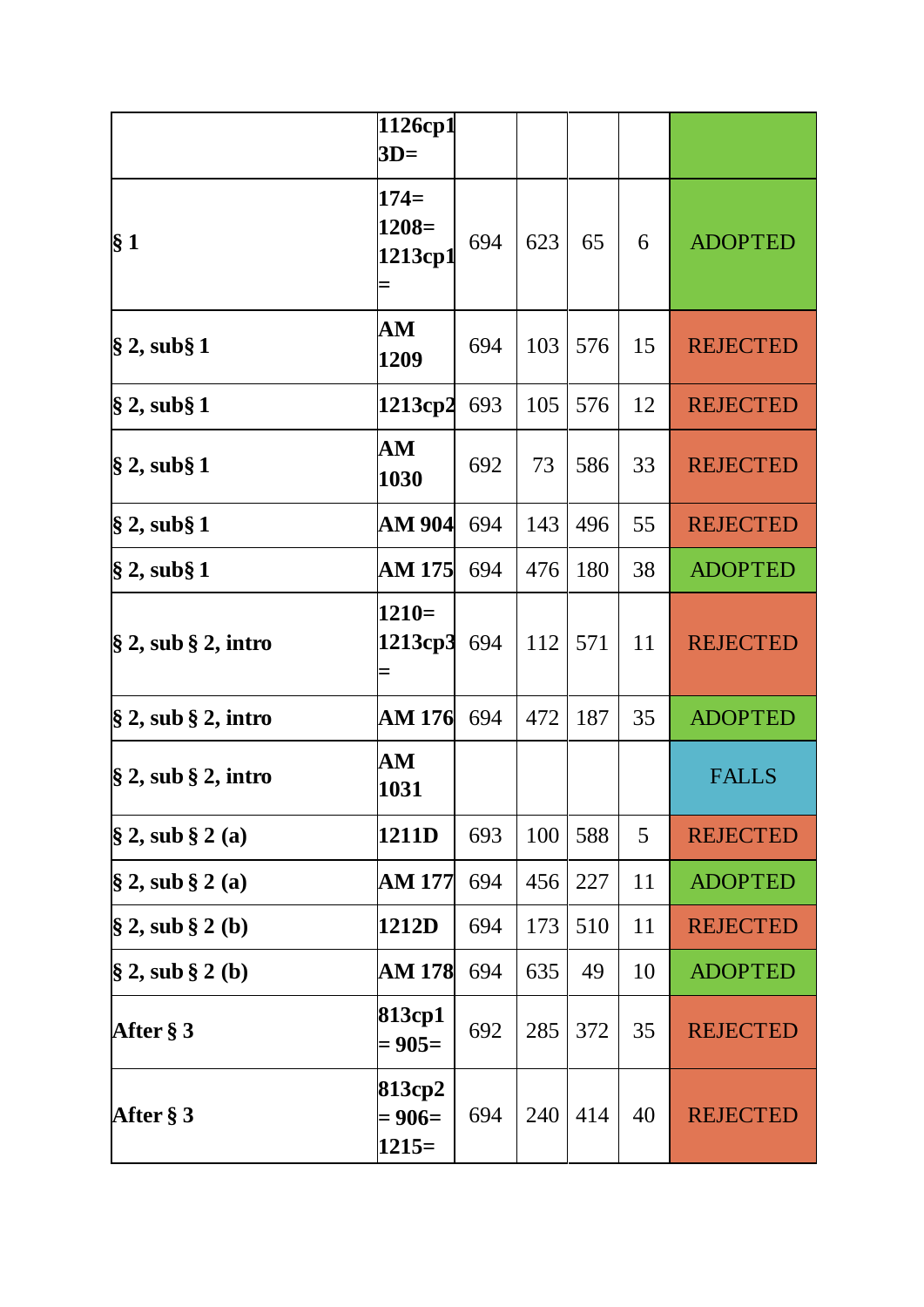| | | | | | | |
|---|---|---|---|---|---|---|
| | **1126cp1 3D=** | | | | | |
| **§ 1** | **174= 1208= 1213cp1 =** | 694 | 623 | 65 | 6 | ADOPTED |
| **§ 2, sub§ 1** | **AM 1209** | 694 | 103 | 576 | 15 | REJECTED |
| **§ 2, sub§ 1** | **1213cp2** | 693 | 105 | 576 | 12 | REJECTED |
| **§ 2, sub§ 1** | **AM 1030** | 692 | 73 | 586 | 33 | REJECTED |
| **§ 2, sub§ 1** | **AM 904** | 694 | 143 | 496 | 55 | REJECTED |
| **§ 2, sub§ 1** | **AM 175** | 694 | 476 | 180 | 38 | ADOPTED |
| **§ 2, sub § 2, intro** | **1210= 1213cp3 =** | 694 | 112 | 571 | 11 | REJECTED |
| **§ 2, sub § 2, intro** | **AM 176** | 694 | 472 | 187 | 35 | ADOPTED |
| **§ 2, sub § 2, intro** | **AM 1031** | | | | | FALLS |
| **§ 2, sub § 2 (a)** | **1211D** | 693 | 100 | 588 | 5 | REJECTED |
| **§ 2, sub § 2 (a)** | **AM 177** | 694 | 456 | 227 | 11 | ADOPTED |
| **§ 2, sub § 2 (b)** | **1212D** | 694 | 173 | 510 | 11 | REJECTED |
| **§ 2, sub § 2 (b)** | **AM 178** | 694 | 635 | 49 | 10 | ADOPTED |
| **After § 3** | **813cp1 = 905=** | 692 | 285 | 372 | 35 | REJECTED |
| **After § 3** | **813cp2 = 906= 1215=** | 694 | 240 | 414 | 40 | REJECTED |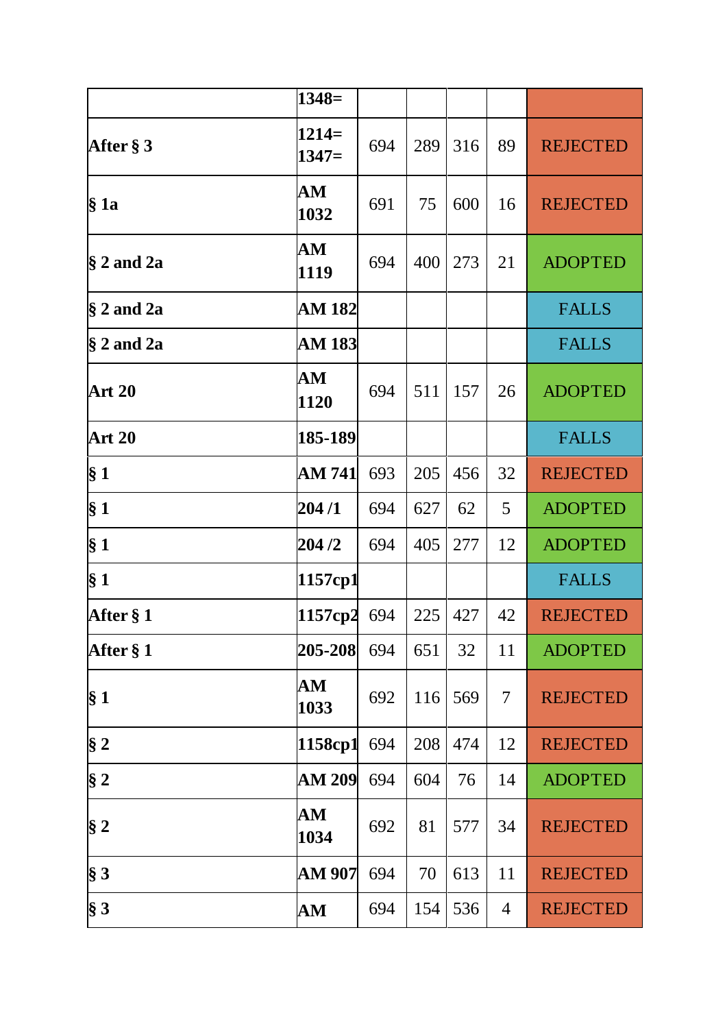| | 1348= | | | | | |
|---|---|---|---|---|---|---|
| **After § 3** | **1214= 1347=** | 694 | 289 | 316 | 89 | REJECTED |
| **§ 1a** | **AM 1032** | 691 | 75 | 600 | 16 | REJECTED |
| **§ 2 and 2a** | **AM 1119** | 694 | 400 | 273 | 21 | ADOPTED |
| **§ 2 and 2a** | **AM 182** | | | | | FALLS |
| **§ 2 and 2a** | **AM 183** | | | | | FALLS |
| **Art 20** | **AM 1120** | 694 | 511 | 157 | 26 | ADOPTED |
| **Art 20** | **185-189** | | | | | FALLS |
| **§ 1** | **AM 741** | 693 | 205 | 456 | 32 | REJECTED |
| **§ 1** | **204 /1** | 694 | 627 | 62 | 5 | ADOPTED |
| **§ 1** | **204 /2** | 694 | 405 | 277 | 12 | ADOPTED |
| **§ 1** | **1157cp1** | | | | | FALLS |
| **After § 1** | **1157cp2** | 694 | 225 | 427 | 42 | REJECTED |
| **After § 1** | **205-208** | 694 | 651 | 32 | 11 | ADOPTED |
| **§ 1** | **AM 1033** | 692 | 116 | 569 | 7 | REJECTED |
| **§ 2** | **1158cp1** | 694 | 208 | 474 | 12 | REJECTED |
| **§ 2** | **AM 209** | 694 | 604 | 76 | 14 | ADOPTED |
| **§ 2** | **AM 1034** | 692 | 81 | 577 | 34 | REJECTED |
| **§ 3** | **AM 907** | 694 | 70 | 613 | 11 | REJECTED |
| **§ 3** | **AM** | 694 | 154 | 536 | 4 | REJECTED |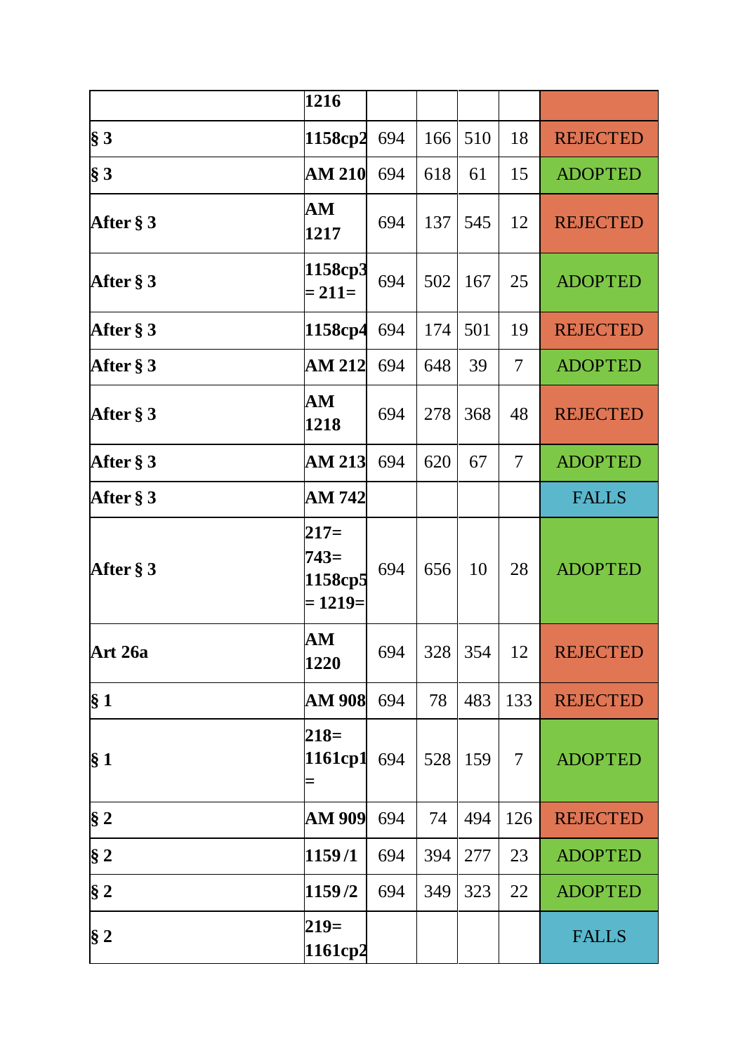| | | | | | | |
|---|---|---|---|---|---|---|
| | **1216** | | | | | |
| **§ 3** | **1158cp2** | 694 | 166 | 510 | 18 | REJECTED |
| **§ 3** | **AM 210** | 694 | 618 | 61 | 15 | ADOPTED |
| **After § 3** | **AM 1217** | 694 | 137 | 545 | 12 | REJECTED |
| **After § 3** | **1158cp3 = 211=** | 694 | 502 | 167 | 25 | ADOPTED |
| **After § 3** | **1158cp4** | 694 | 174 | 501 | 19 | REJECTED |
| **After § 3** | **AM 212** | 694 | 648 | 39 | 7 | ADOPTED |
| **After § 3** | **AM 1218** | 694 | 278 | 368 | 48 | REJECTED |
| **After § 3** | **AM 213** | 694 | 620 | 67 | 7 | ADOPTED |
| **After § 3** | **AM 742** | | | | | FALLS |
| **After § 3** | **217= 743= 1158cp5 = 1219=** | 694 | 656 | 10 | 28 | ADOPTED |
| **Art 26a** | **AM 1220** | 694 | 328 | 354 | 12 | REJECTED |
| **§ 1** | **AM 908** | 694 | 78 | 483 | 133 | REJECTED |
| **§ 1** | **218= 1161cp1 =** | 694 | 528 | 159 | 7 | ADOPTED |
| **§ 2** | **AM 909** | 694 | 74 | 494 | 126 | REJECTED |
| **§ 2** | **1159 /1** | 694 | 394 | 277 | 23 | ADOPTED |
| **§ 2** | **1159 /2** | 694 | 349 | 323 | 22 | ADOPTED |
| **§ 2** | **219= 1161cp2** | | | | | FALLS |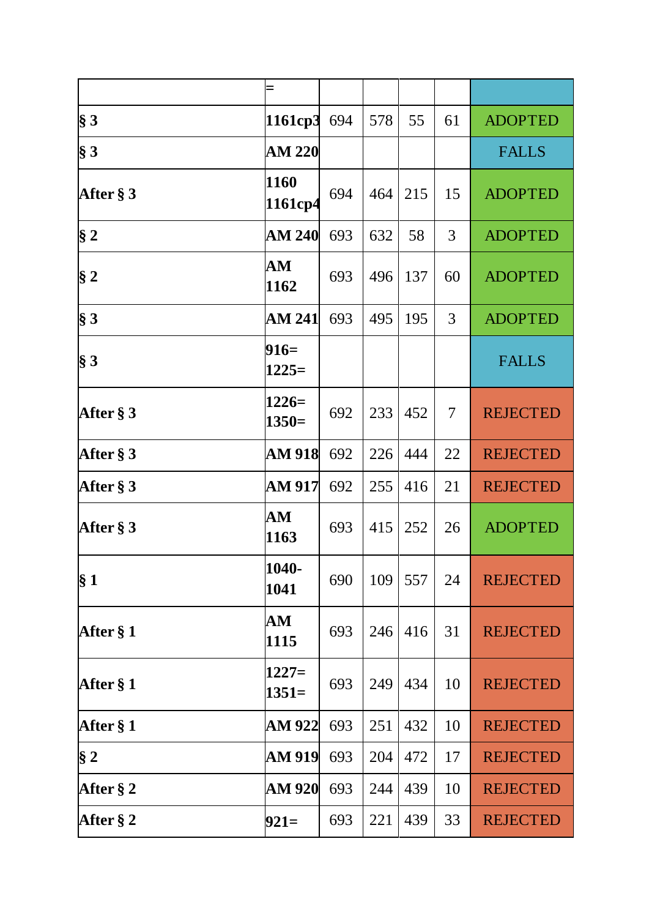| | = | | | | | |
|---|---|---|---|---|---|---|
| **§ 3** | **1161cp3** | 694 | 578 | 55 | 61 | ADOPTED |
| **§ 3** | **AM 220** | | | | | FALLS |
| **After § 3** | **1160 1161cp4** | 694 | 464 | 215 | 15 | ADOPTED |
| **§ 2** | **AM 240** | 693 | 632 | 58 | 3 | ADOPTED |
| **§ 2** | **AM 1162** | 693 | 496 | 137 | 60 | ADOPTED |
| **§ 3** | **AM 241** | 693 | 495 | 195 | 3 | ADOPTED |
| **§ 3** | **916= 1225=** | | | | | FALLS |
| **After § 3** | **1226= 1350=** | 692 | 233 | 452 | 7 | REJECTED |
| **After § 3** | **AM 918** | 692 | 226 | 444 | 22 | REJECTED |
| **After § 3** | **AM 917** | 692 | 255 | 416 | 21 | REJECTED |
| **After § 3** | **AM 1163** | 693 | 415 | 252 | 26 | ADOPTED |
| **§ 1** | **1040-1041** | 690 | 109 | 557 | 24 | REJECTED |
| **After § 1** | **AM 1115** | 693 | 246 | 416 | 31 | REJECTED |
| **After § 1** | **1227= 1351=** | 693 | 249 | 434 | 10 | REJECTED |
| **After § 1** | **AM 922** | 693 | 251 | 432 | 10 | REJECTED |
| **§ 2** | **AM 919** | 693 | 204 | 472 | 17 | REJECTED |
| **After § 2** | **AM 920** | 693 | 244 | 439 | 10 | REJECTED |
| **After § 2** | **921=** | 693 | 221 | 439 | 33 | REJECTED |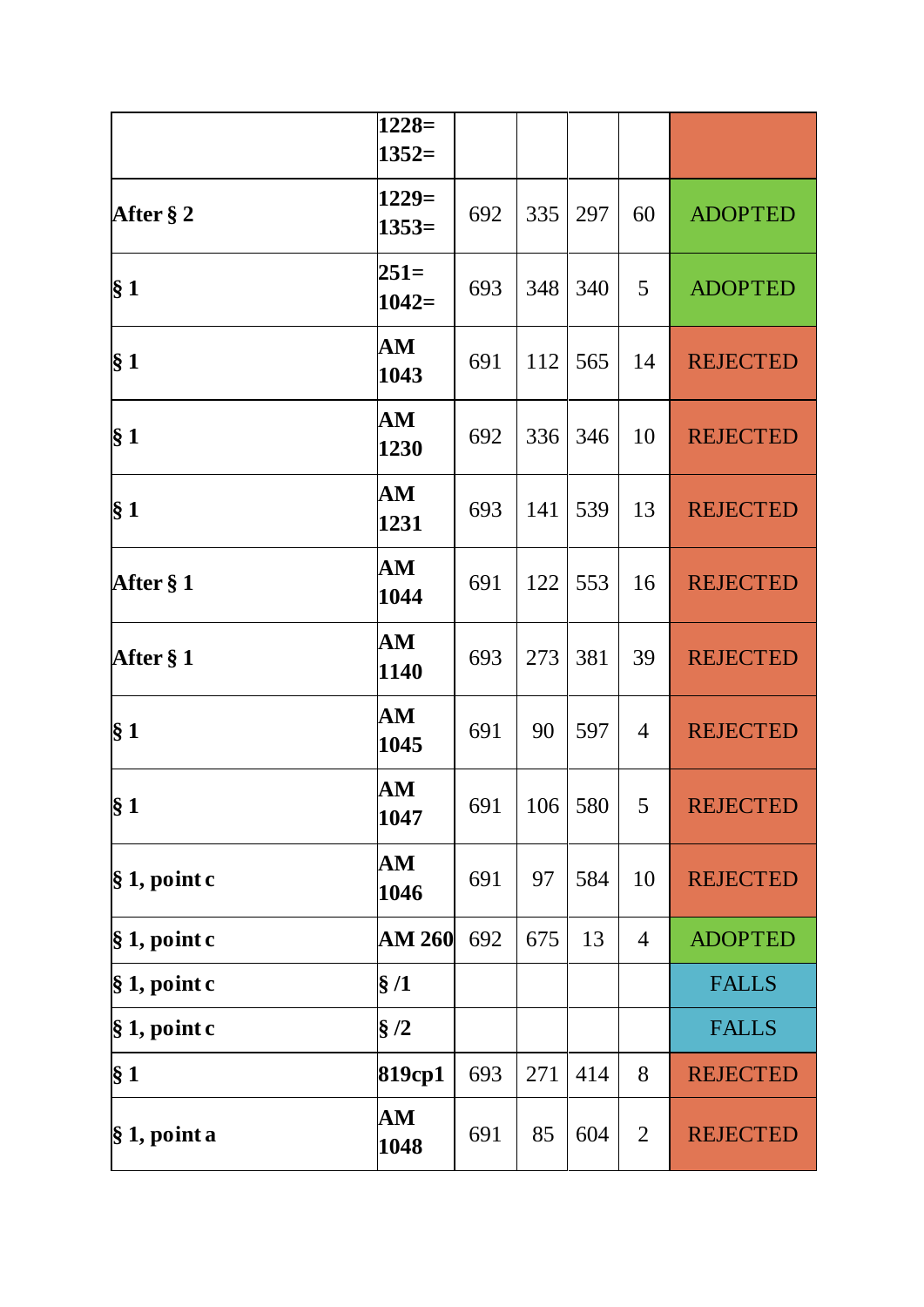|  | 1228=<br>1352= |  |  |  |  |  |
|---|---|---|---|---|---|---|
| **After § 2** | **1229=<br>1353=** | 692 | 335 | 297 | 60 | ADOPTED |
| **§ 1** | **251=<br>1042=** | 693 | 348 | 340 | 5 | ADOPTED |
| **§ 1** | **AM 1043** | 691 | 112 | 565 | 14 | REJECTED |
| **§ 1** | **AM 1230** | 692 | 336 | 346 | 10 | REJECTED |
| **§ 1** | **AM 1231** | 693 | 141 | 539 | 13 | REJECTED |
| **After § 1** | **AM 1044** | 691 | 122 | 553 | 16 | REJECTED |
| **After § 1** | **AM 1140** | 693 | 273 | 381 | 39 | REJECTED |
| **§ 1** | **AM 1045** | 691 | 90 | 597 | 4 | REJECTED |
| **§ 1** | **AM 1047** | 691 | 106 | 580 | 5 | REJECTED |
| **§ 1, point c** | **AM 1046** | 691 | 97 | 584 | 10 | REJECTED |
| **§ 1, point c** | **AM 260** | 692 | 675 | 13 | 4 | ADOPTED |
| **§ 1, point c** | **§ /1** |  |  |  |  | FALLS |
| **§ 1, point c** | **§ /2** |  |  |  |  | FALLS |
| **§ 1** | **819cp1** | 693 | 271 | 414 | 8 | REJECTED |
| **§ 1, point a** | **AM 1048** | 691 | 85 | 604 | 2 | REJECTED |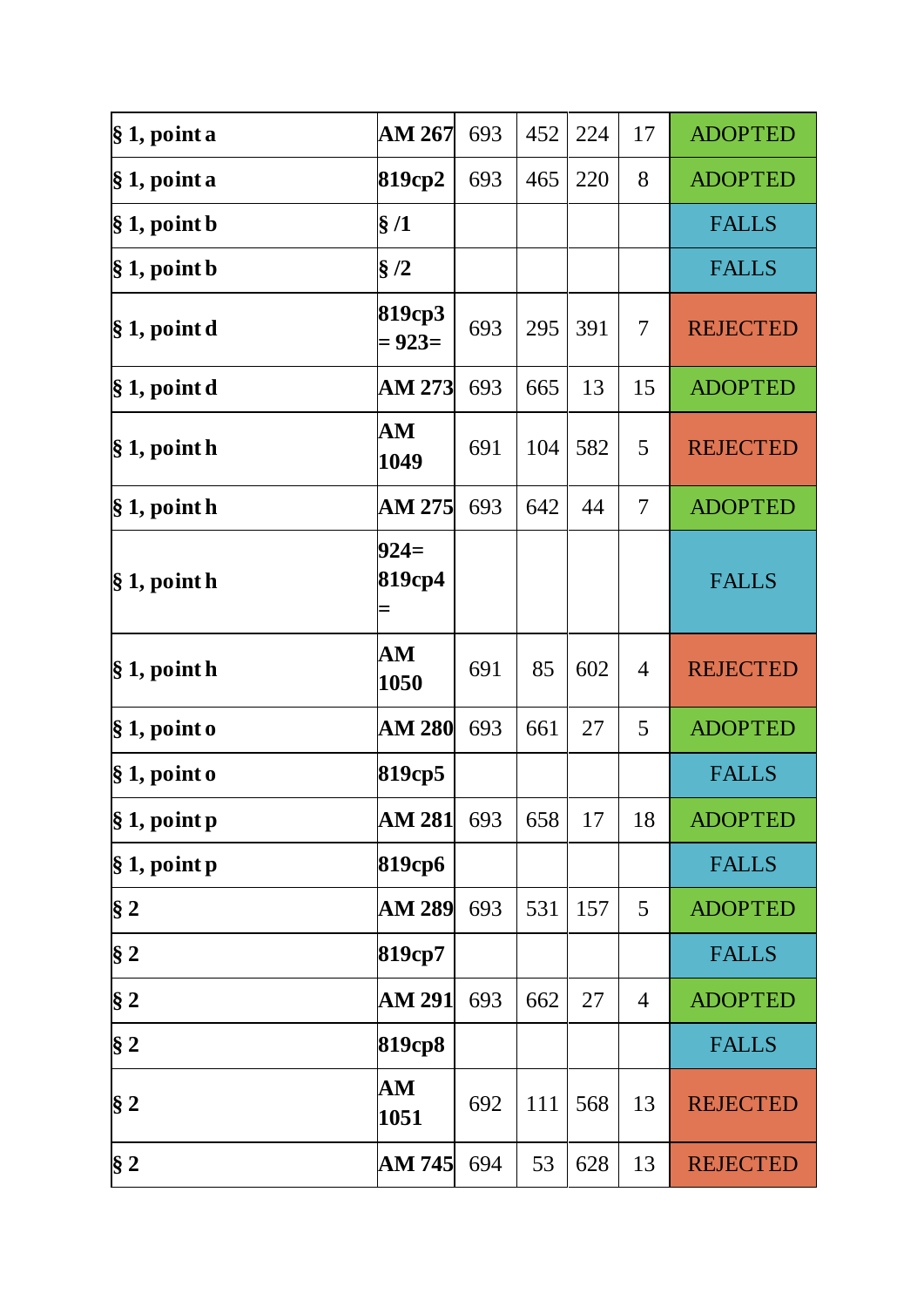| | | | | | | |
|---|---|---|---|---|---|---|
| **§ 1, point a** | **AM 267** | 693 | 452 | 224 | 17 | ADOPTED |
| **§ 1, point a** | **819cp2** | 693 | 465 | 220 | 8 | ADOPTED |
| **§ 1, point b** | **§ /1** | | | | | FALLS |
| **§ 1, point b** | **§ /2** | | | | | FALLS |
| **§ 1, point d** | **819cp3 = 923=** | 693 | 295 | 391 | 7 | REJECTED |
| **§ 1, point d** | **AM 273** | 693 | 665 | 13 | 15 | ADOPTED |
| **§ 1, point h** | **AM 1049** | 691 | 104 | 582 | 5 | REJECTED |
| **§ 1, point h** | **AM 275** | 693 | 642 | 44 | 7 | ADOPTED |
| **§ 1, point h** | **924= 819cp4 =** | | | | | FALLS |
| **§ 1, point h** | **AM 1050** | 691 | 85 | 602 | 4 | REJECTED |
| **§ 1, point o** | **AM 280** | 693 | 661 | 27 | 5 | ADOPTED |
| **§ 1, point o** | **819cp5** | | | | | FALLS |
| **§ 1, point p** | **AM 281** | 693 | 658 | 17 | 18 | ADOPTED |
| **§ 1, point p** | **819cp6** | | | | | FALLS |
| **§ 2** | **AM 289** | 693 | 531 | 157 | 5 | ADOPTED |
| **§ 2** | **819cp7** | | | | | FALLS |
| **§ 2** | **AM 291** | 693 | 662 | 27 | 4 | ADOPTED |
| **§ 2** | **819cp8** | | | | | FALLS |
| **§ 2** | **AM 1051** | 692 | 111 | 568 | 13 | REJECTED |
| **§ 2** | **AM 745** | 694 | 53 | 628 | 13 | REJECTED |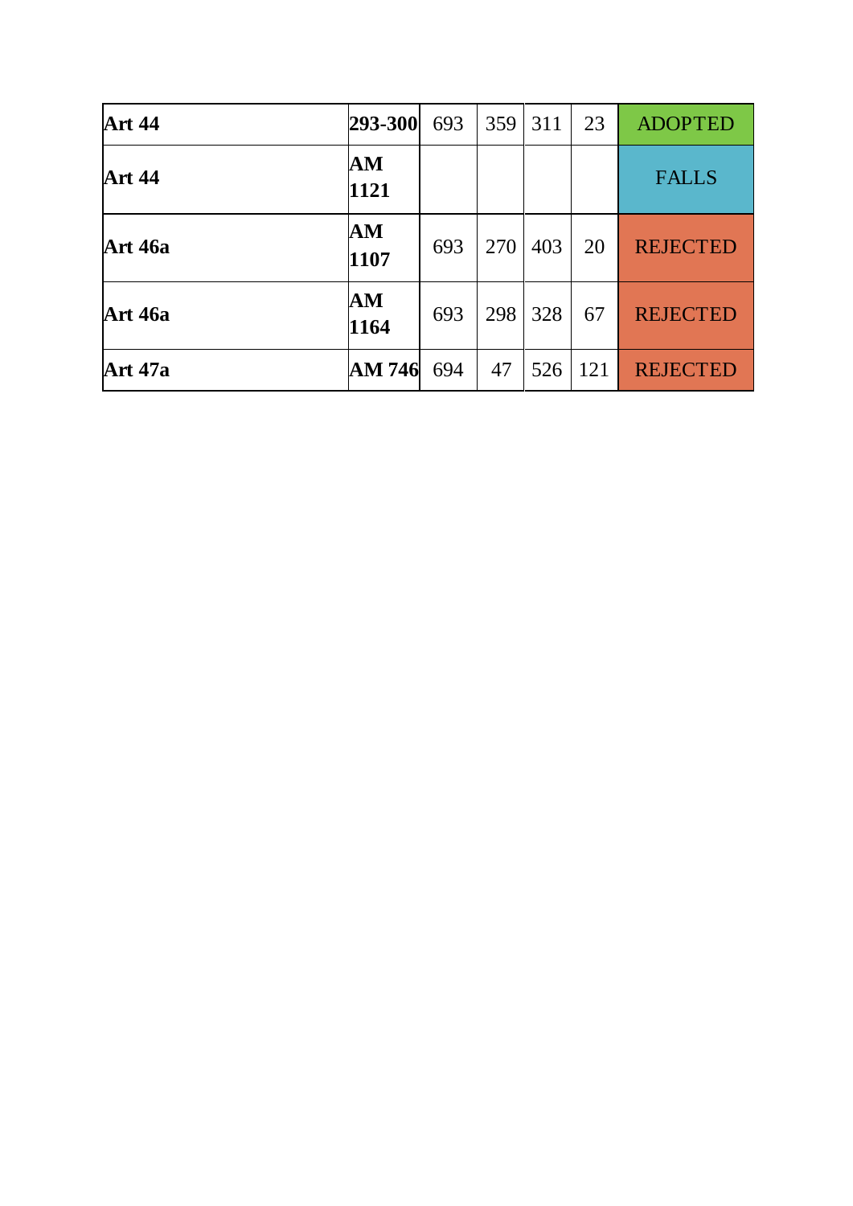| | | | | | | |
|---|---|---|---|---|---|---|
| **Art 44** | **293-300** | 693 | 359 | 311 | 23 | ADOPTED |
| **Art 44** | **AM 1121** | | | | | FALLS |
| **Art 46a** | **AM 1107** | 693 | 270 | 403 | 20 | REJECTED |
| **Art 46a** | **AM 1164** | 693 | 298 | 328 | 67 | REJECTED |
| **Art 47a** | **AM 746** | 694 | 47 | 526 | 121 | REJECTED |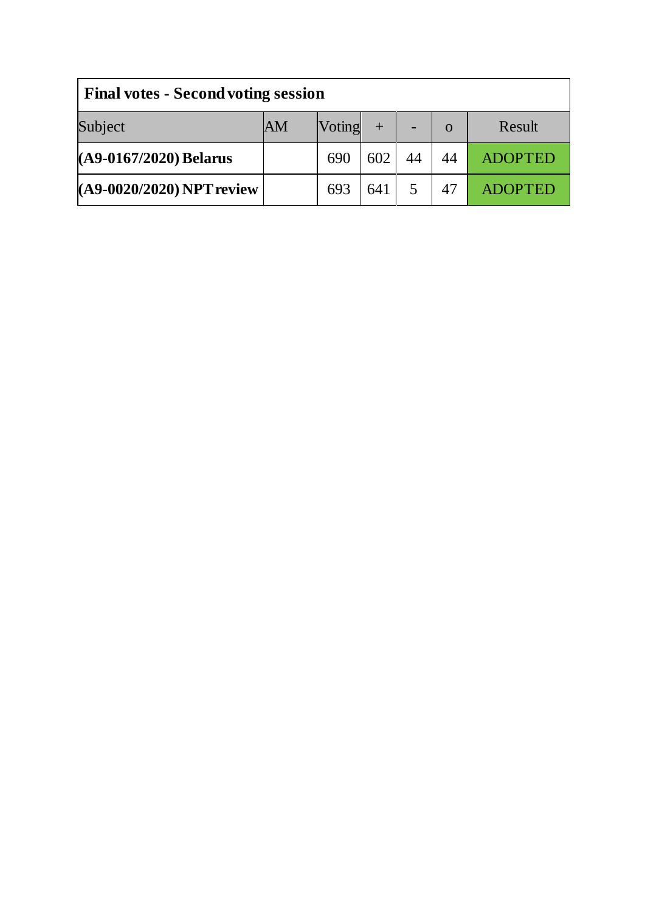| **Final votes - Second voting session** | | | | | | |
|---|---|---|---|---|---|---|
| Subject | AM | Voting | + | - | o | Result |
| **(A9-0167/2020) Belarus** | | 690 | 602 | 44 | 44 | ADOPTED |
| **(A9-0020/2020) NPT review** | | 693 | 641 | 5 | 47 | ADOPTED |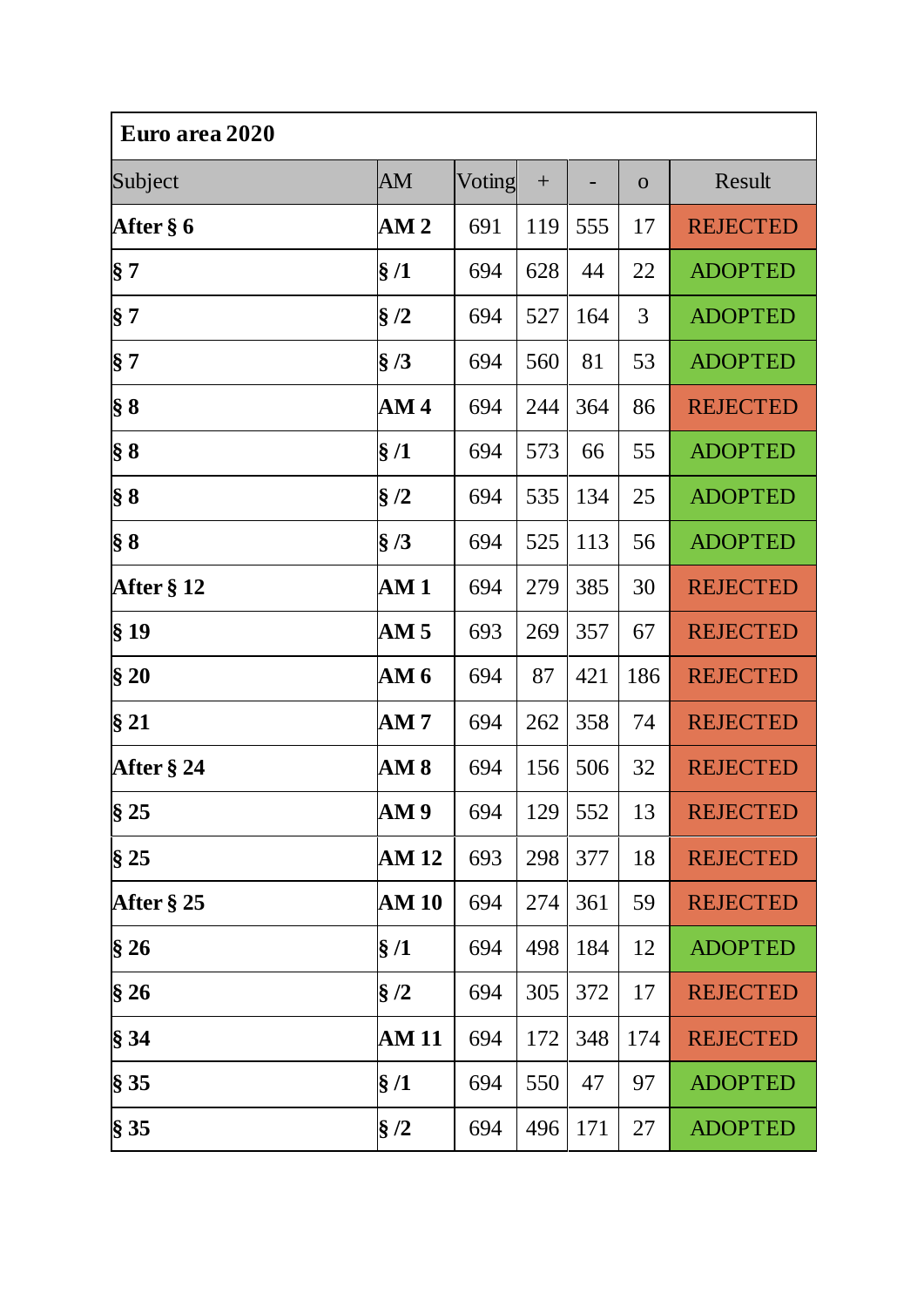| Euro area 2020 | | | | | | |
|---|---|---|---|---|---|---|
| Subject | AM | Voting | + | - | o | Result |
| **After § 6** | **AM 2** | 691 | 119 | 555 | 17 | REJECTED |
| **§ 7** | **§ /1** | 694 | 628 | 44 | 22 | ADOPTED |
| **§ 7** | **§ /2** | 694 | 527 | 164 | 3 | ADOPTED |
| **§ 7** | **§ /3** | 694 | 560 | 81 | 53 | ADOPTED |
| **§ 8** | **AM 4** | 694 | 244 | 364 | 86 | REJECTED |
| **§ 8** | **§ /1** | 694 | 573 | 66 | 55 | ADOPTED |
| **§ 8** | **§ /2** | 694 | 535 | 134 | 25 | ADOPTED |
| **§ 8** | **§ /3** | 694 | 525 | 113 | 56 | ADOPTED |
| **After § 12** | **AM 1** | 694 | 279 | 385 | 30 | REJECTED |
| **§ 19** | **AM 5** | 693 | 269 | 357 | 67 | REJECTED |
| **§ 20** | **AM 6** | 694 | 87 | 421 | 186 | REJECTED |
| **§ 21** | **AM 7** | 694 | 262 | 358 | 74 | REJECTED |
| **After § 24** | **AM 8** | 694 | 156 | 506 | 32 | REJECTED |
| **§ 25** | **AM 9** | 694 | 129 | 552 | 13 | REJECTED |
| **§ 25** | **AM 12** | 693 | 298 | 377 | 18 | REJECTED |
| **After § 25** | **AM 10** | 694 | 274 | 361 | 59 | REJECTED |
| **§ 26** | **§ /1** | 694 | 498 | 184 | 12 | ADOPTED |
| **§ 26** | **§ /2** | 694 | 305 | 372 | 17 | REJECTED |
| **§ 34** | **AM 11** | 694 | 172 | 348 | 174 | REJECTED |
| **§ 35** | **§ /1** | 694 | 550 | 47 | 97 | ADOPTED |
| **§ 35** | **§ /2** | 694 | 496 | 171 | 27 | ADOPTED |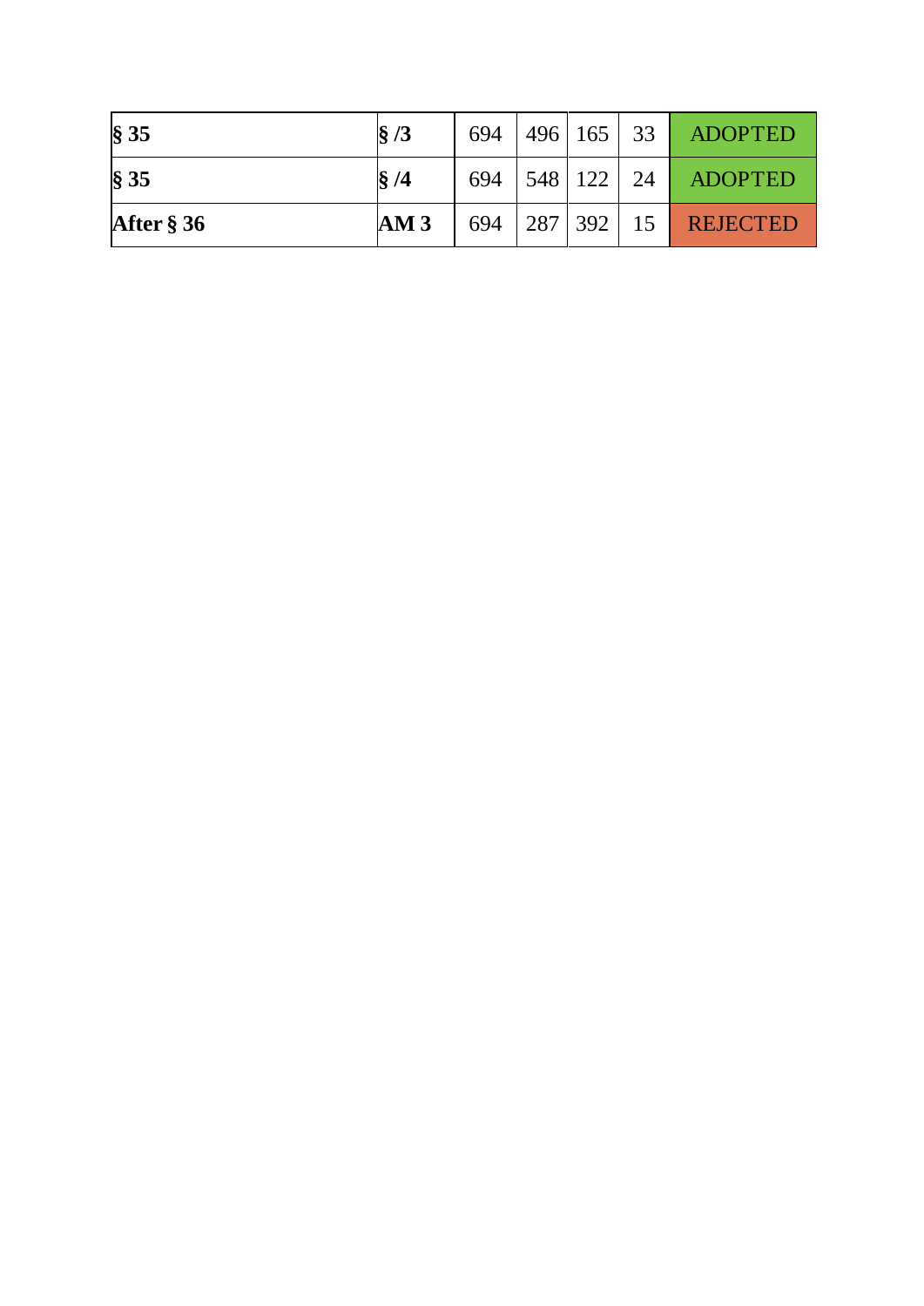| | | | | | | |
|---|---|---|---|---|---|---|
| **§ 35** | **§ /3** | 694 | 496 | 165 | 33 | ADOPTED |
| **§ 35** | **§ /4** | 694 | 548 | 122 | 24 | ADOPTED |
| **After § 36** | **AM 3** | 694 | 287 | 392 | 15 | REJECTED |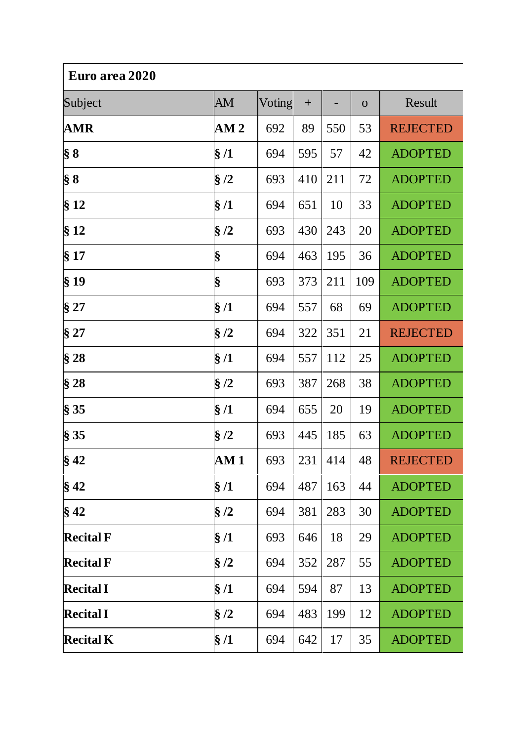| Euro area 2020 | | | | | | |
|---|---|---|---|---|---|---|
| Subject | AM | Voting | + | - | o | Result |
| **AMR** | **AM 2** | 692 | 89 | 550 | 53 | REJECTED |
| **§ 8** | **§ /1** | 694 | 595 | 57 | 42 | ADOPTED |
| **§ 8** | **§ /2** | 693 | 410 | 211 | 72 | ADOPTED |
| **§ 12** | **§ /1** | 694 | 651 | 10 | 33 | ADOPTED |
| **§ 12** | **§ /2** | 693 | 430 | 243 | 20 | ADOPTED |
| **§ 17** | **§** | 694 | 463 | 195 | 36 | ADOPTED |
| **§ 19** | **§** | 693 | 373 | 211 | 109 | ADOPTED |
| **§ 27** | **§ /1** | 694 | 557 | 68 | 69 | ADOPTED |
| **§ 27** | **§ /2** | 694 | 322 | 351 | 21 | REJECTED |
| **§ 28** | **§ /1** | 694 | 557 | 112 | 25 | ADOPTED |
| **§ 28** | **§ /2** | 693 | 387 | 268 | 38 | ADOPTED |
| **§ 35** | **§ /1** | 694 | 655 | 20 | 19 | ADOPTED |
| **§ 35** | **§ /2** | 693 | 445 | 185 | 63 | ADOPTED |
| **§ 42** | **AM 1** | 693 | 231 | 414 | 48 | REJECTED |
| **§ 42** | **§ /1** | 694 | 487 | 163 | 44 | ADOPTED |
| **§ 42** | **§ /2** | 694 | 381 | 283 | 30 | ADOPTED |
| **Recital F** | **§ /1** | 693 | 646 | 18 | 29 | ADOPTED |
| **Recital F** | **§ /2** | 694 | 352 | 287 | 55 | ADOPTED |
| **Recital I** | **§ /1** | 694 | 594 | 87 | 13 | ADOPTED |
| **Recital I** | **§ /2** | 694 | 483 | 199 | 12 | ADOPTED |
| **Recital K** | **§ /1** | 694 | 642 | 17 | 35 | ADOPTED |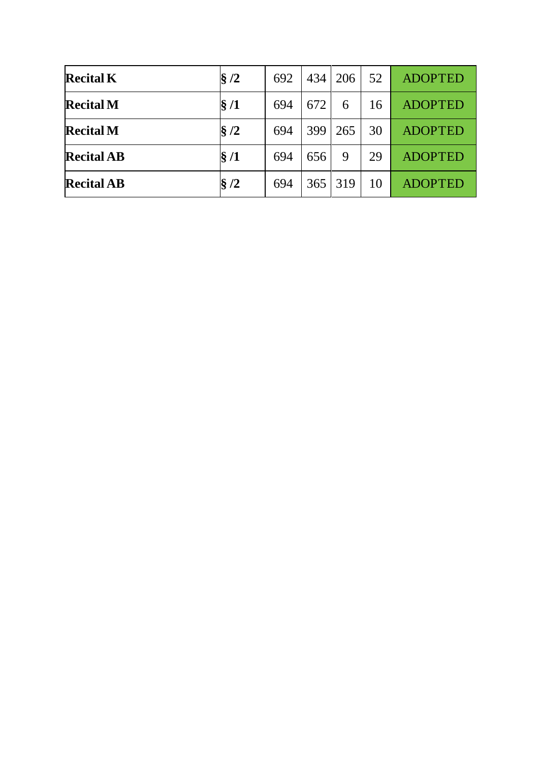| | | | | | | |
|---|---|---|---|---|---|---|
| **Recital K** | **§ /2** | 692 | 434 | 206 | 52 | ADOPTED |
| **Recital M** | **§ /1** | 694 | 672 | 6 | 16 | ADOPTED |
| **Recital M** | **§ /2** | 694 | 399 | 265 | 30 | ADOPTED |
| **Recital AB** | **§ /1** | 694 | 656 | 9 | 29 | ADOPTED |
| **Recital AB** | **§ /2** | 694 | 365 | 319 | 10 | ADOPTED |